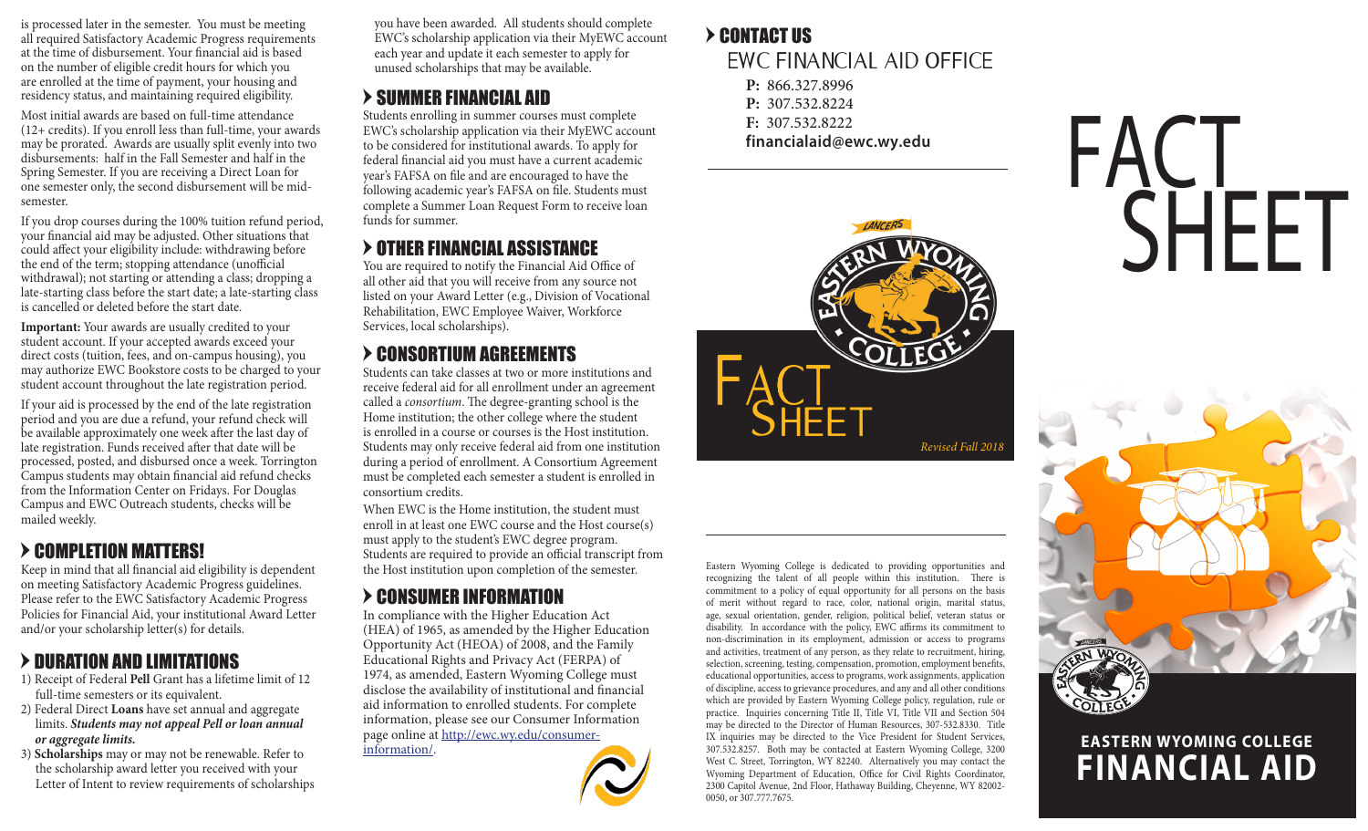is processed later in the semester. You must be meeting all required Satisfactory Academic Progress requirements at the time of disbursement. Your financial aid is based on the number of eligible credit hours for which you are enrolled at the time of payment, your housing and residency status, and maintaining required eligibility.

Most initial awards are based on full-time attendance (12+ credits). If you enroll less than full-time, your awards may be prorated. Awards are usually split evenly into two disbursements: half in the Fall Semester and half in the Spring Semester. If you are receiving a Direct Loan for one semester only, the second disbursement will be mid-semester.

If you drop courses during the 100% tuition refund period, your financial aid may be adjusted. Other situations that could affect your eligibility include: withdrawing before the end of the term; stopping attendance (unofficial withdrawal); not starting or attending a class; dropping a late-starting class before the start date; a late-starting class is cancelled or deleted before the start date.

**Important:** Your awards are usually credited to your student account. If your accepted awards exceed your direct costs (tuition, fees, and on-campus housing), you may authorize EWC Bookstore costs to be charged to your student account throughout the late registration period.

If your aid is processed by the end of the late registration period and you are due a refund, your refund check will be available approximately one week after the last day of late registration. Funds received after that date will be processed, posted, and disbursed once a week. Torrington Campus students may obtain financial aid refund checks from the Information Center on Fridays. For Douglas Campus and EWC Outreach students, checks will be mailed weekly.

## COMPLETION MATTERS!

Keep in mind that all financial aid eligibility is dependent on meeting Satisfactory Academic Progress guidelines. Please refer to the EWC Satisfactory Academic Progress Policies for Financial Aid, your institutional Award Letter and/or your scholarship letter(s) for details.

## DURATION AND LIMITATIONS

1) Receipt of Federal **Pell** Grant has a lifetime limit of 12 full-time semesters or its equivalent.
2) Federal Direct **Loans** have set annual and aggregate limits. ***Students may not appeal Pell or loan annual or aggregate limits.***
3) **Scholarships** may or may not be renewable. Refer to the scholarship award letter you received with your Letter of Intent to review requirements of scholarships you have been awarded. All students should complete EWC's scholarship application via their MyEWC account each year and update it each semester to apply for unused scholarships that may be available.

## SUMMER FINANCIAL AID

Students enrolling in summer courses must complete EWC's scholarship application via their MyEWC account to be considered for institutional awards. To apply for federal financial aid you must have a current academic year's FAFSA on file and are encouraged to have the following academic year's FAFSA on file. Students must complete a Summer Loan Request Form to receive loan funds for summer.

## OTHER FINANCIAL ASSISTANCE

You are required to notify the Financial Aid Office of all other aid that you will receive from any source not listed on your Award Letter (e.g., Division of Vocational Rehabilitation, EWC Employee Waiver, Workforce Services, local scholarships).

## CONSORTIUM AGREEMENTS

Students can take classes at two or more institutions and receive federal aid for all enrollment under an agreement called a *consortium*. The degree-granting school is the Home institution; the other college where the student is enrolled in a course or courses is the Host institution. Students may only receive federal aid from one institution during a period of enrollment. A Consortium Agreement must be completed each semester a student is enrolled in consortium credits.

When EWC is the Home institution, the student must enroll in at least one EWC course and the Host course(s) must apply to the student's EWC degree program. Students are required to provide an official transcript from the Host institution upon completion of the semester.

## CONSUMER INFORMATION

In compliance with the Higher Education Act (HEA) of 1965, as amended by the Higher Education Opportunity Act (HEOA) of 2008, and the Family Educational Rights and Privacy Act (FERPA) of 1974, as amended, Eastern Wyoming College must disclose the availability of institutional and financial aid information to enrolled students. For complete information, please see our Consumer Information page online at http://ewc.wy.edu/consumer-information/.

## CONTACT US

### EWC FINANCIAL AID OFFICE

**P:** 866.327.8996
**P:** 307.532.8224
**F:** 307.532.8222
**financialaid@ewc.wy.edu**

LANCERS
EASTERN WYOMING COLLEGE

FACT SHEET

*Revised Fall 2018*

Eastern Wyoming College is dedicated to providing opportunities and recognizing the talent of all people within this institution. There is commitment to a policy of equal opportunity for all persons on the basis of merit without regard to race, color, national origin, marital status, age, sexual orientation, gender, religion, political belief, veteran status or disability. In accordance with the policy, EWC affirms its commitment to non-discrimination in its employment, admission or access to programs and activities, treatment of any person, as they relate to recruitment, hiring, selection, screening, testing, compensation, promotion, employment benefits, educational opportunities, access to programs, work assignments, application of discipline, access to grievance procedures, and any and all other conditions which are provided by Eastern Wyoming College policy, regulation, rule or practice. Inquiries concerning Title II, Title VI, Title VII and Section 504 may be directed to the Director of Human Resources, 307-532.8330. Title IX inquiries may be directed to the Vice President for Student Services, 307.532.8257. Both may be contacted at Eastern Wyoming College, 3200 West C. Street, Torrington, WY 82240. Alternatively you may contact the Wyoming Department of Education, Office for Civil Rights Coordinator, 2300 Capitol Avenue, 2nd Floor, Hathaway Building, Cheyenne, WY 82002-0050, or 307.777.7675.

# FACT SHEET

EASTERN WYOMING COLLEGE

# FINANCIAL AID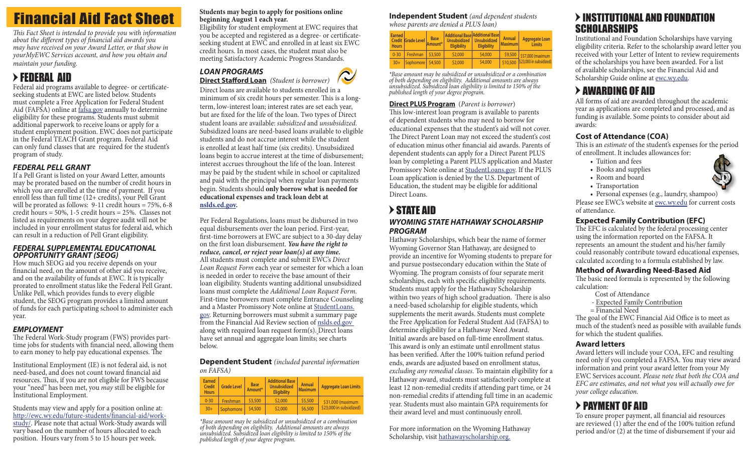# Financial Aid Fact Sheet

*This Fact Sheet is intended to provide you with information about the different types of financial aid awards you may have received on your Award Letter, or that show in yourMyEWC Services account, and how you obtain and maintain your funding.*

## FEDERAL AID

Federal aid programs available to degree- or certificate-seeking students at EWC are listed below. Students must complete a Free Application for Federal Student Aid (FAFSA) online at fafsa.gov annually to determine eligibility for these programs. Students must submit additional paperwork to receive loans or apply for a student employment position. EWC does not participate in the Federal TEACH Grant program. Federal Aid can only fund classes that are required for the student's program of study.

### *FEDERAL PELL GRANT*

If a Pell Grant is listed on your Award Letter, amounts may be prorated based on the number of credit hours in which you are enrolled at the time of payment. If you enroll less than full time (12+ credits), your Pell Grant will be prorated as follows: 9-11 credit hours = 75%, 6-8 credit hours = 50%, 1-5 credit hours = 25%. Classes not listed as requirements on your degree audit will not be included in your enrollment status for federal aid, which can result in a reduction of Pell Grant eligibility.

### *FEDERAL SUPPLEMENTAL EDUCATIONAL OPPORTUNITY GRANT (SEOG)*

How much SEOG aid you receive depends on your financial need, on the amount of other aid you receive, and on the availability of funds at EWC. It is typically prorated to enrollment status like the Federal Pell Grant. Unlike Pell, which provides funds to every eligible student, the SEOG program provides a limited amount of funds for each participating school to administer each year.

### *EMPLOYMENT*

The Federal Work-Study program (FWS) provides part-time jobs for students with financial need, allowing them to earn money to help pay educational expenses. The

Institutional Employment (IE) is not federal aid, is not need-based, and does not count toward financial aid resources. Thus, if you are not eligible for FWS because your "need" has been met, you *may* still be eligible for Institutional Employment.

Students may view and apply for a position online at: http://ewc.wy.edu/future-students/financial-aid/work-study/. Please note that actual Work-Study awards will vary based on the number of hours allocated to each position. Hours vary from 5 to 15 hours per week.

**Students may begin to apply for positions online beginning August 1 each year.**

Eligibility for student employment at EWC requires that you be accepted and registered as a degree- or certificate-seeking student at EWC and enrolled in at least six EWC credit hours. In most cases, the student must also be meeting Satisfactory Academic Progress Standards.

### *LOAN PROGRAMS*

**Direct Stafford Loan** *(Student is borrower)*

Direct loans are available to students enrolled in a minimum of six credit hours per semester. This is a long-term, low-interest loan; interest rates are set each year, but are fixed for the life of the loan. Two types of Direct student loans are available: *subsidized* and *unsubsidized*. Subsidized loans are need-based loans available to eligible students and do not accrue interest while the student is enrolled at least half time (six credits). Unsubsidized loans begin to accrue interest at the time of disbursement; interest accrues throughout the life of the loan. Interest may be paid by the student while in school or capitalized and paid with the principal when regular loan payments begin. Students should **only borrow what is needed for educational expenses and track loan debt at nslds.ed.gov.**

Per Federal Regulations, loans must be disbursed in two equal disbursements over the loan period. First-year, first-time borrowers at EWC are subject to a 30-day delay on the first loan disbursement. ***You have the right to reduce, cancel, or reject your loan(s) at any time.*** All students must complete and submit EWC's *Direct Loan Request Form* each year or semester for which a loan is needed in order to receive the base amount of their loan eligibility. Students wanting additional unsubsidized loans must complete the *Additional Loan Request Form*. First-time borrowers must complete Entrance Counseling and a Master Promissory Note online at StudentLoans.gov. Returning borrowers must submit a summary page from the Financial Aid Review section of nslds.ed.gov along with required loan request form(s). Direct loans have set annual and aggregate loan limits; see charts below.

**Dependent Student** *(included parental information on FAFSA)*

| Earned Credit Hours | Grade Level | Base Amount* | Additional Base Unsubsidized Eligibility | Annual Maximum | Aggregate Loan Limits |
|---|---|---|---|---|---|
| 0-30 | Freshman | $3,500 | $2,000 | $5,500 | $31,000 (maximum $23,000 in subsidized) |
| 30+ | Sophomore | $4,500 | $2,000 | $6,500 | |

*\*Base amount may be subsidized or unsubsidized or a combination of both depending on eligibility. Additional amounts are always unsubsidized. Subsidized loan eligibility is limited to 150% of the published length of your degree program.*

**Independent Student** *(and dependent students whose parents are denied a PLUS loan)*

| Earned Credit Hours | Grade Level | Base Amount* | Additional Base Unsubsidized Eligibility | Additional Base Unsubsidized Eligibility | Annual Maximum | Aggregate Loan Limits |
|---|---|---|---|---|---|---|
| 0-30 | Freshman | $3,500 | $2,000 | $4,000 | $9,500 | $57,000 (maximum $23,000 in subsidized) |
| 30+ | Sophomore | $4,500 | $2,000 | $4,000 | $10,500 | |

*\*Base amount may be subsidized or unsubsidized or a combination of both depending on eligibility. Additional amounts are always unsubsidized. Subsidized loan eligibility is limited to 150% of the published length of your degree program.*

**Direct PLUS Program** (*Parent is borrower*)

This low-interest loan program is available to parents of dependent students who may need to borrow for educational expenses that the student's aid will not cover. The Direct Parent Loan may not exceed the student's cost of education minus other financial aid awards. Parents of dependent students can apply for a Direct Parent PLUS loan by completing a Parent PLUS application and Master Promissory Note online at StudentLoans.gov. If the PLUS Loan application is denied by the U.S. Department of Education, the student may be eligible for additional Direct Loans.

## STATE AID

### *WYOMING STATE HATHAWAY SCHOLARSHIP PROGRAM*

Hathaway Scholarships, which bear the name of former Wyoming Governor Stan Hathaway, are designed to provide an incentive for Wyoming students to prepare for and pursue postsecondary education within the State of Wyoming. The program consists of four separate merit scholarships, each with specific eligibility requirements. Students must apply for the Hathaway Scholarship within two years of high school graduation. There is also a need-based scholarship for eligible students, which supplements the merit awards. Students must complete the Free Application for Federal Student Aid (FAFSA) to determine eligibility for a Hathaway Need Award. Initial awards are based on full-time enrollment status. This award is only an estimate until enrollment status has been verified. After the 100% tuition refund period ends, awards are adjusted based on enrollment status, *excluding any remedial classes*. To maintain eligibility for a Hathaway award, students must satisfactorily complete at least 12 non-remedial credits if attending part time, or 24 non-remedial credits if attending full time in an academic year. Students must also maintain GPA requirements for their award level and must continuously enroll.

For more information on the Wyoming Hathaway Scholarship, visit hathawayscholarship.org.

## INSTITUTIONAL AND FOUNDATION SCHOLARSHIPS

Institutional and Foundation Scholarships have varying eligibility criteria. Refer to the scholarship award letter you received with your Letter of Intent to review requirements of the scholarships you have been awarded. For a list of available scholarships, see the Financial Aid and Scholarship Guide online at ewc.wy.edu.

## AWARDING OF AID

All forms of aid are awarded throughout the academic year as applications are completed and processed, and as funding is available. Some points to consider about aid awards:

### Cost of Attendance (COA)

This is an *estimate* of the student's expenses for the period of enrollment. It includes allowances for:

- Tuition and fees
- Books and supplies
- Room and board
- Transportation
- Personal expenses (e.g., laundry, shampoo)

Please see EWC's website at ewc.wy.edu for current costs of attendance.

### Expected Family Contribution (EFC)

The EFC is calculated by the federal processing center using the information reported on the FAFSA. It represents an amount the student and his/her family could reasonably contribute toward educational expenses, calculated according to a formula established by law.

### Method of Awarding Need-Based Aid

The basic need formula is represented by the following calculation:

Cost of Attendance
\- Expected Family Contribution
= Financial Need

The goal of the EWC Financial Aid Office is to meet as much of the student's need as possible with available funds for which the student qualifies.

### Award letters

Award letters will include your COA, EFC and resulting need only if you completed a FAFSA. You may view award information and print your award letter from your My EWC Services account. *Please note that both the COA and EFC are estimates, and not what you will actually owe for your college education.*

## PAYMENT OF AID

To ensure proper payment, all financial aid resources are reviewed (1) after the end of the 100% tuition refund period and/or (2) at the time of disbursement if your aid